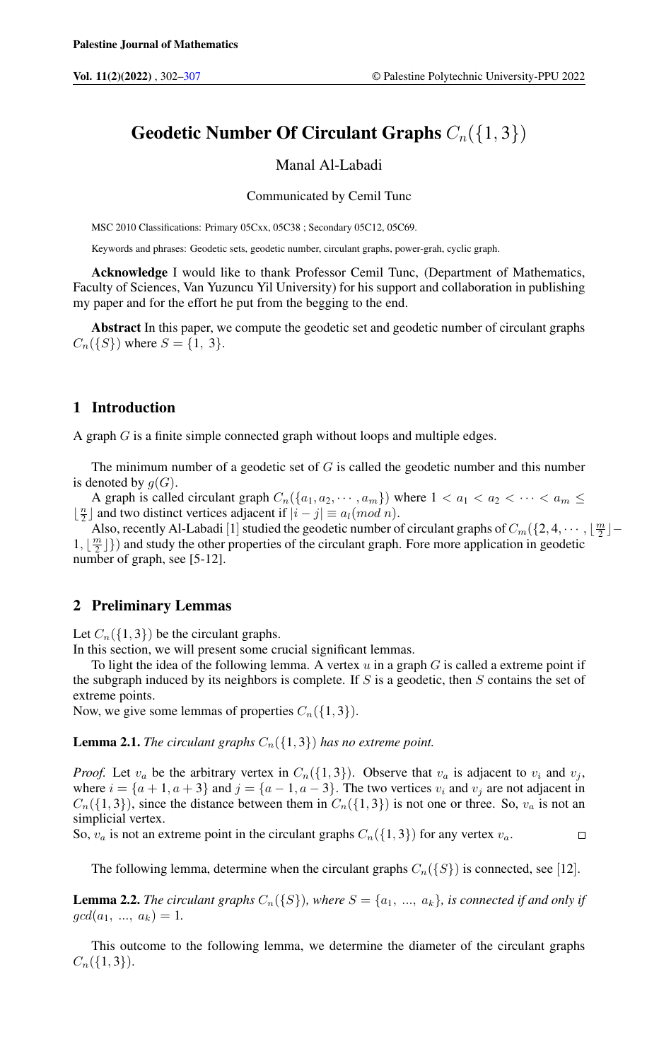# Geodetic Number Of Circulant Graphs $C_n(\{1, 3\})$

Manal Al-Labadi

Communicated by Cemil Tunc

MSC 2010 Classifications: Primary 05Cxx, 05C38 ; Secondary 05C12, 05C69.

Keywords and phrases: Geodetic sets, geodetic number, circulant graphs, power-grah, cyclic graph.

**Acknowledge** I would like to thank Professor Cemil Tunc, (Department of Mathematics, Faculty of Sciences, Van Yuzuncu Yil University) for his support and collaboration in publishing my paper and for the effort he put from the begging to the end.

**Abstract** In this paper, we compute the geodetic set and geodetic number of circulant graphs $C_n(\{S\})$ where $S = \{1,\ 3\}$.

## 1 Introduction

A graph $G$ is a finite simple connected graph without loops and multiple edges.

The minimum number of a geodetic set of $G$ is called the geodetic number and this number is denoted by $g(G)$.

A graph is called circulant graph $C_n(\{a_1, a_2, \cdots, a_m\})$ where $1 < a_1 < a_2 < \cdots < a_m \leq \lfloor \frac{n}{2} \rfloor$ and two distinct vertices adjacent if $|i - j| \equiv a_l(mod\ n)$.

Also, recently Al-Labadi [1] studied the geodetic number of circulant graphs of $C_m(\{2, 4, \cdots, \lfloor \frac{m}{2} \rfloor - 1, \lfloor \frac{m}{2} \rfloor\})$ and study the other properties of the circulant graph. Fore more application in geodetic number of graph, see [5-12].

## 2 Preliminary Lemmas

Let $C_n(\{1, 3\})$ be the circulant graphs.
In this section, we will present some crucial significant lemmas.

To light the idea of the following lemma. A vertex $u$ in a graph $G$ is called a extreme point if the subgraph induced by its neighbors is complete. If $S$ is a geodetic, then $S$ contains the set of extreme points.
Now, we give some lemmas of properties $C_n(\{1, 3\})$.

**Lemma 2.1.** *The circulant graphs $C_n(\{1, 3\})$ has no extreme point.*

*Proof.* Let $v_a$ be the arbitrary vertex in $C_n(\{1, 3\})$. Observe that $v_a$ is adjacent to $v_i$ and $v_j$, where $i = \{a + 1, a + 3\}$ and $j = \{a - 1, a - 3\}$. The two vertices $v_i$ and $v_j$ are not adjacent in $C_n(\{1, 3\})$, since the distance between them in $C_n(\{1, 3\})$ is not one or three. So, $v_a$ is not an simplicial vertex.
So, $v_a$ is not an extreme point in the circulant graphs $C_n(\{1, 3\})$ for any vertex $v_a$. □

The following lemma, determine when the circulant graphs $C_n(\{S\})$ is connected, see [12].

**Lemma 2.2.** *The circulant graphs $C_n(\{S\})$, where $S = \{a_1,\ ...,\ a_k\}$, is connected if and only if $gcd(a_1,\ ...,\ a_k) = 1$.*

This outcome to the following lemma, we determine the diameter of the circulant graphs $C_n(\{1, 3\})$.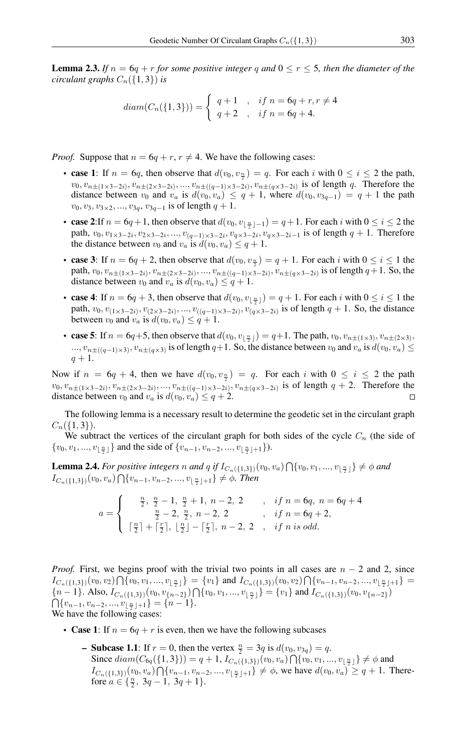**Lemma 2.3.** *If $n = 6q + r$ for some positive integer $q$ and $0 \leq r \leq 5$, then the diameter of the circulant graphs $C_n(\{1, 3\})$ is*

$$diam(C_n(\{1,3\})) = \begin{cases} q+1 & , \quad if\ n = 6q + r, r \neq 4 \\ q+2 & , \quad if\ n = 6q + 4. \end{cases}$$

*Proof.* Suppose that $n = 6q + r$, $r \neq 4$. We have the following cases:

- **case 1**: If $n = 6q$, then observe that $d(v_0, v_{\frac{n}{2}}) = q$. For each $i$ with $0 \leq i \leq 2$ the path, $v_0, v_{n\pm(1\times 3-2i)}, v_{n\pm(2\times 3-2i)}, ..., v_{n\pm((q-1)\times 3-2i)}, v_{n\pm(q\times 3-2i)}$ is of length $q$. Therefore the distance between $v_0$ and $v_a$ is $d(v_0, v_a) \leq q + 1$, where $d(v_0, v_{3q-1}) = q + 1$ the path $v_0, v_3, v_{3\times 2}, ..., v_{3q}, v_{3q-1}$ is of length $q + 1$.
- **case 2**:If $n = 6q+1$, then observe that $d(v_0, v_{\lfloor \frac{n}{2} \rfloor -1}) = q+1$. For each $i$ with $0 \leq i \leq 2$ the path, $v_0, v_{1\times 3-2i}, v_{2\times 3-2i}, ..., v_{(q-1)\times 3-2i}, v_{q\times 3-2i}, v_{q\times 3-2i-1}$ is of length $q + 1$. Therefore the distance between $v_0$ and $v_a$ is $d(v_0, v_a) \leq q + 1$.
- **case 3**: If $n = 6q + 2$, then observe that $d(v_0, v_{\frac{n}{2}}) = q + 1$. For each $i$ with $0 \leq i \leq 1$ the path, $v_0, v_{n\pm(1\times 3-2i)}, v_{n\pm(2\times 3-2i)}, ..., v_{n\pm((q-1)\times 3-2i)}, v_{n\pm(q\times 3-2i)}$ is of length $q+1$. So, the distance between $v_0$ and $v_a$ is $d(v_0, v_a) \leq q + 1$.
- **case 4**: If $n = 6q + 3$, then observe that $d(v_0, v_{\lfloor \frac{n}{2} \rfloor}) = q + 1$. For each $i$ with $0 \leq i \leq 1$ the path, $v_0, v_{(1\times 3-2i)}, v_{(2\times 3-2i)}, ..., v_{((q-1)\times 3-2i)}, v_{(q\times 3-2i)}$ is of length $q + 1$. So, the distance between $v_0$ and $v_a$ is $d(v_0, v_a) \leq q + 1$.
- **case 5**: If $n = 6q+5$, then observe that $d(v_0, v_{\lfloor \frac{n}{2} \rfloor}) = q+1$. The path, $v_0, v_{n\pm(1\times 3)}, v_{n\pm(2\times 3)}, ..., v_{n\pm((q-1)\times 3)}, v_{n\pm(q\times 3)}$ is of length $q+1$. So, the distance between $v_0$ and $v_a$ is $d(v_0, v_a) \leq q + 1$.

Now if $n = 6q + 4$, then we have $d(v_0, v_{\frac{n}{2}}) = q$. For each $i$ with $0 \leq i \leq 2$ the path $v_0, v_{n\pm(1\times 3-2i)}, v_{n\pm(2\times 3-2i)}, ..., v_{n\pm((q-1)\times 3-2i)}, v_{n\pm(q\times 3-2i)}$ is of length $q + 2$. Therefore the distance between $v_0$ and $v_a$ is $d(v_0, v_a) \leq q + 2$. □

The following lemma is a necessary result to determine the geodetic set in the circulant graph $C_n(\{1, 3\})$.

We subtract the vertices of the circulant graph for both sides of the cycle $C_n$ (the side of $\{v_0, v_1, ..., v_{\lfloor \frac{n}{2} \rfloor}\}$ and the side of $\{v_{n-1}, v_{n-2}, ..., v_{\lfloor \frac{n}{2} \rfloor +1}\}$).

**Lemma 2.4.** *For positive integers $n$ and $q$ if $I_{C_n(\{1,3\})}(v_0, v_a) \bigcap \{v_0, v_1, ..., v_{\lfloor \frac{n}{2} \rfloor}\} \neq \phi$ and $I_{C_n(\{1,3\})}(v_0, v_a) \bigcap \{v_{n-1}, v_{n-2}, ..., v_{\lfloor \frac{n}{2} \rfloor +1}\} \neq \phi$. Then*

$$a = \begin{cases} \frac{n}{2},\ \frac{n}{2}-1,\ \frac{n}{2}+1,\ n-2,\ 2 & , \quad if\ n = 6q,\ n = 6q+4 \\ \frac{n}{2}-2,\ \frac{n}{2},\ n-2,\ 2 & , \quad if\ n = 6q+2, \\ \lceil \frac{n}{2} \rceil + \lceil \frac{r}{2} \rceil,\ \lfloor \frac{n}{2} \rfloor - \lceil \frac{r}{2} \rceil,\ n-2,\ 2 & , \quad if\ n\ is\ odd. \end{cases}$$

*Proof.* First, we begins proof with the trivial two points in all cases are $n - 2$ and 2, since $I_{C_n(\{1,3\})}(v_0, v_2) \bigcap \{v_0, v_1, ..., v_{\lfloor \frac{n}{2} \rfloor}\} = \{v_1\}$ and $I_{C_n(\{1,3\})}(v_0, v_2) \bigcap \{v_{n-1}, v_{n-2}, ..., v_{\lfloor \frac{n}{2} \rfloor +1}\} = \{n - 1\}$. Also, $I_{C_n(\{1,3\})}(v_0, v_{\{n-2\}}) \bigcap \{v_0, v_1, ..., v_{\lfloor \frac{n}{2} \rfloor}\} = \{v_1\}$ and $I_{C_n(\{1,3\})}(v_0, v_{\{n-2\}}) \bigcap \{v_{n-1}, v_{n-2}, ..., v_{\lfloor \frac{n}{2} \rfloor +1}\} = \{n - 1\}$.

We have the following cases:

- **Case 1**: If $n = 6q + r$ is even, then we have the following subcases
  - **Subcase 1.1**: If $r = 0$, then the vertex $\frac{n}{2} = 3q$ is $d(v_0, v_{3q}) = q$. Since $diam(C_{6q}(\{1, 3\})) = q + 1$, $I_{C_n(\{1,3\})}(v_0, v_a) \bigcap \{v_0, v_1, ..., v_{\lfloor \frac{n}{2} \rfloor}\} \neq \phi$ and $I_{C_n(\{1,3\})}(v_0, v_a) \bigcap \{v_{n-1}, v_{n-2}, ..., v_{\lfloor \frac{n}{2} \rfloor +1}\} \neq \phi$, we have $d(v_0, v_a) \geq q + 1$. Therefore $a \in \{\frac{n}{2},\ 3q - 1,\ 3q + 1\}$.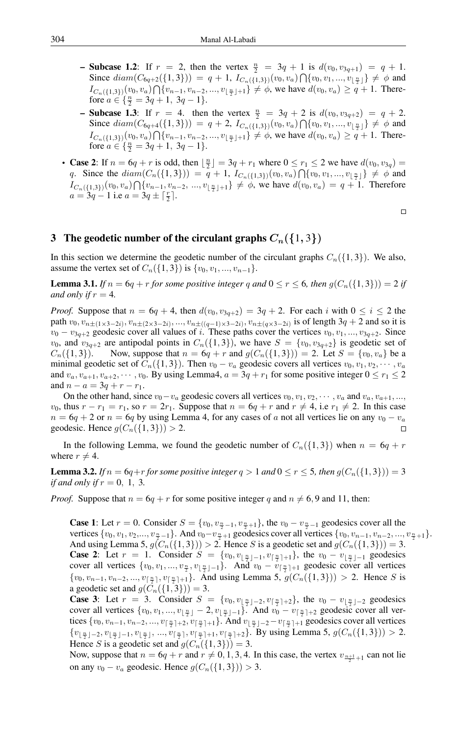- **Subcase 1.2**: If $r = 2$, then the vertex $\frac{n}{2} = 3q+1$ is $d(v_0, v_{3q+1}) = q+1$. Since $diam(C_{6q+2}(\{1,3\})) = q+1$, $I_{C_n(\{1,3\})}(v_0, v_a) \bigcap \{v_0, v_1, ..., v_{\lfloor \frac{n}{2} \rfloor}\} \neq \phi$ and $I_{C_n(\{1,3\})}(v_0, v_a) \bigcap \{v_{n-1}, v_{n-2}, ..., v_{\lfloor \frac{n}{2} \rfloor +1}\} \neq \phi$, we have $d(v_0, v_a) \geq q+1$. Therefore $a \in \{\frac{n}{2} = 3q+1,\ 3q-1\}$.
- **Subcase 1.3**: If $r = 4$. then the vertex $\frac{n}{2} = 3q+2$ is $d(v_0, v_{3q+2}) = q+2$. Since $diam(C_{6q+4}(\{1,3\})) = q+2$, $I_{C_n(\{1,3\})}(v_0, v_a) \bigcap \{v_0, v_1, ..., v_{\lfloor \frac{n}{2} \rfloor}\} \neq \phi$ and $I_{C_n(\{1,3\})}(v_0, v_a) \bigcap \{v_{n-1}, v_{n-2}, ..., v_{\lfloor \frac{n}{2} \rfloor +1}\} \neq \phi$, we have $d(v_0, v_a) \geq q+1$. Therefore $a \in \{\frac{n}{2} = 3q+1,\ 3q-1\}$.

- **Case 2**: If $n = 6q + r$ is odd, then $\lfloor \frac{n}{2} \rfloor = 3q + r_1$ where $0 \leq r_1 \leq 2$ we have $d(v_0, v_{3q}) = q$. Since the $diam(C_n(\{1,3\})) = q+1$, $I_{C_n(\{1,3\})}(v_0, v_a) \bigcap \{v_0, v_1, ..., v_{\lfloor \frac{n}{2} \rfloor}\} \neq \phi$ and $I_{C_n(\{1,3\})}(v_0, v_a) \bigcap \{v_{n-1}, v_{n-2}, ..., v_{\lfloor \frac{n}{2} \rfloor +1}\} \neq \phi$, we have $d(v_0, v_a) = q+1$. Therefore $a = 3q-1$ i.e $a = 3q \pm \lceil \frac{r}{2} \rceil$.

□

## 3 The geodetic number of the circulant graphs $C_n(\{1,3\})$

In this section we determine the geodetic number of the circulant graphs $C_n(\{1,3\})$. We also, assume the vertex set of $C_n(\{1,3\})$ is $\{v_0, v_1, ..., v_{n-1}\}$.

**Lemma 3.1.** *If $n = 6q + r$ for some positive integer $q$ and $0 \leq r \leq 6$, then $g(C_n(\{1,3\})) = 2$ if and only if $r = 4$.*

*Proof.* Suppose that $n = 6q+4$, then $d(v_0, v_{3q+2}) = 3q+2$. For each $i$ with $0 \leq i \leq 2$ the path $v_0, v_{n\pm(1\times3-2i)}, v_{n\pm(2\times3-2i)}, ..., v_{n\pm((q-1)\times3-2i)}, v_{n\pm(q\times3-2i)}$ is of length $3q+2$ and so it is $v_0 - v_{3q+2}$ geodesic cover all values of $i$. These paths cover the vertices $v_0, v_1, ..., v_{3q+2}$. Since $v_0$, and $v_{3q+2}$ are antipodal points in $C_n(\{1,3\})$, we have $S = \{v_0, v_{3q+2}\}$ is geodetic set of $C_n(\{1,3\})$. Now, suppose that $n = 6q + r$ and $g(C_n(\{1,3\})) = 2$. Let $S = \{v_0, v_a\}$ be a minimal geodetic set of $C_n(\{1,3\})$. Then $v_0 - v_a$ geodesic covers all vertices $v_0, v_1, v_2, \cdots, v_a$ and $v_a, v_{a+1}, v_{a+2}, \cdots, v_0$. By using Lemma4, $a = 3q + r_1$ for some positive integer $0 \leq r_1 \leq 2$ and $n - a = 3q + r - r_1$.

On the other hand, since $v_0 - v_a$ geodesic covers all vertices $v_0, v_1, v_2, \cdots, v_a$ and $v_a, v_{a+1}, ..., v_0$, thus $r - r_1 = r_1$, so $r = 2r_1$. Suppose that $n = 6q+r$ and $r \neq 4$, i.e $r_1 \neq 2$. In this case $n = 6q+2$ or $n = 6q$ by using Lemma 4, for any cases of $a$ not all vertices lie on any $v_0 - v_a$ geodesic. Hence $g(C_n(\{1,3\})) > 2$. □

In the following Lemma, we found the geodetic number of $C_n(\{1,3\})$ when $n = 6q + r$ where $r \neq 4$.

**Lemma 3.2.** *If $n = 6q+r$ for some positive integer $q > 1$ and $0 \leq r \leq 5$, then $g(C_n(\{1,3\})) = 3$ if and only if $r = 0,\ 1,\ 3$.*

*Proof.* Suppose that $n = 6q + r$ for some positive integer $q$ and $n \neq 6, 9$ and $11$, then:

**Case 1**: Let $r = 0$. Consider $S = \{v_0, v_{\frac{n}{2}-1}, v_{\frac{n}{2}+1}\}$, the $v_0 - v_{\frac{n}{2}-1}$ geodesics cover all the vertices $\{v_0, v_1, v_2, ..., v_{\frac{n}{2}-1}\}$. And $v_0 - v_{\frac{n}{2}+1}$ geodesics cover all vertices $\{v_0, v_{n-1}, v_{n-2}, ..., v_{\frac{n}{2}+1}\}$. And using Lemma 5, $g(C_n(\{1,3\})) > 2$. Hence $S$ is a geodetic set and $g(C_n(\{1,3\})) = 3$.

**Case 2**: Let $r = 1$. Consider $S = \{v_0, v_{\lfloor \frac{n}{2} \rfloor -1}, v_{\lceil \frac{n}{2} \rceil +1}\}$, the $v_0 - v_{\lfloor \frac{n}{2} \rfloor -1}$ geodesics cover all vertices $\{v_0, v_1, ..., v_{\frac{n}{2}}, v_{\lfloor \frac{n}{2} \rfloor -1}\}$. And $v_0 - v_{\lceil \frac{n}{2} \rceil +1}$ geodesic cover all vertices $\{v_0, v_{n-1}, v_{n-2}, ..., v_{\lceil \frac{n}{2} \rceil}, v_{\lceil \frac{n}{2} \rceil +1}\}$. And using Lemma 5, $g(C_n(\{1,3\})) > 2$. Hence $S$ is a geodetic set and $g(C_n(\{1,3\})) = 3$.

**Case 3**: Let $r = 3$. Consider $S = \{v_0, v_{\lfloor \frac{n}{2} \rfloor -2}, v_{\lceil \frac{n}{2} \rceil +2}\}$, the $v_0 - v_{\lfloor \frac{n}{2} \rfloor -2}$ geodesics cover all vertices $\{v_0, v_1, ..., v_{\lfloor \frac{n}{2} \rfloor} - 2, v_{\lfloor \frac{n}{2} \rfloor -1}\}$. And $v_0 - v_{\lceil \frac{n}{2} \rceil +2}$ geodesic cover all vertices $\{v_0, v_{n-1}, v_{n-2}, ..., v_{\lceil \frac{n}{2} \rceil +2}, v_{\lceil \frac{n}{2} \rceil +1}\}$. And $v_{\lfloor \frac{n}{2} \rfloor -2} - v_{\lceil \frac{n}{2} \rceil +1}$ geodesics cover all vertices $\{v_{\lfloor \frac{n}{2} \rfloor -2}, v_{\lfloor \frac{n}{2} \rfloor -1}, v_{\lfloor \frac{n}{2} \rfloor}, ..., v_{\lceil \frac{n}{2} \rceil}, v_{\lceil \frac{n}{2} \rceil +1}, v_{\lceil \frac{n}{2} \rceil +2}\}$. By using Lemma 5, $g(C_n(\{1,3\})) > 2$. Hence $S$ is a geodetic set and $g(C_n(\{1,3\})) = 3$.

Now, suppose that $n = 6q + r$ and $r \neq 0, 1, 3, 4$. In this case, the vertex $v_{\frac{n+1}{2}+1}$ can not lie on any $v_0 - v_a$ geodesic. Hence $g(C_n(\{1,3\})) > 3$.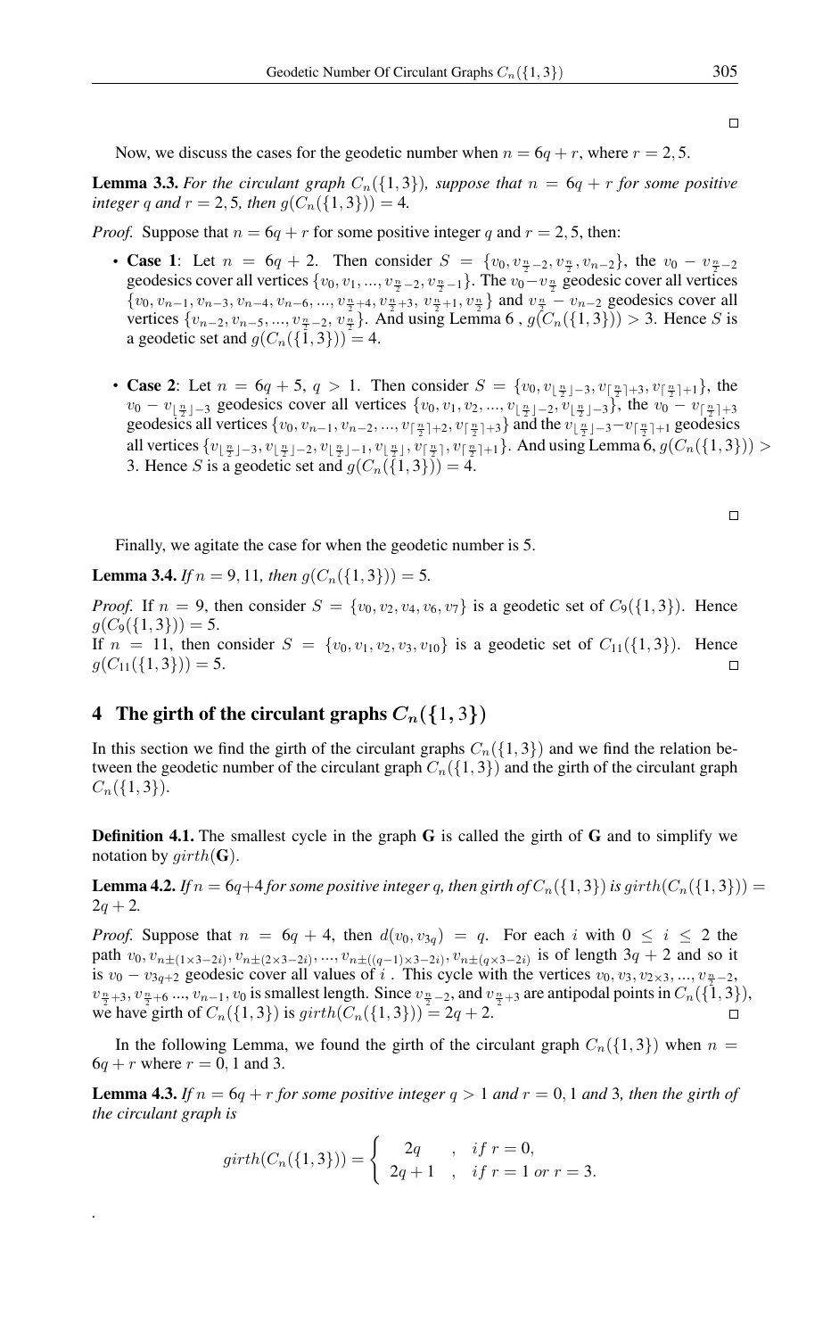□

Now, we discuss the cases for the geodetic number when $n = 6q + r$, where $r = 2, 5$.

**Lemma 3.3.** *For the circulant graph $C_n(\{1, 3\})$, suppose that $n = 6q + r$ for some positive integer $q$ and $r = 2, 5$, then $g(C_n(\{1, 3\})) = 4$.*

*Proof.* Suppose that $n = 6q + r$ for some positive integer $q$ and $r = 2, 5$, then:

- **Case 1**: Let $n = 6q + 2$. Then consider $S = \{v_0, v_{\frac{n}{2}-2}, v_{\frac{n}{2}}, v_{n-2}\}$, the $v_0 - v_{\frac{n}{2}-2}$ geodesics cover all vertices $\{v_0, v_1, ..., v_{\frac{n}{2}-2}, v_{\frac{n}{2}-1}\}$. The $v_0 - v_{\frac{n}{2}}$ geodesic cover all vertices $\{v_0, v_{n-1}, v_{n-3}, v_{n-4}, v_{n-6}, ..., v_{\frac{n}{2}+4}, v_{\frac{n}{2}+3}, v_{\frac{n}{2}+1}, v_{\frac{n}{2}}\}$ and $v_{\frac{n}{2}} - v_{n-2}$ geodesics cover all vertices $\{v_{n-2}, v_{n-5}, ..., v_{\frac{n}{2}-2}, v_{\frac{n}{2}}\}$. And using Lemma 6 , $g(C_n(\{1, 3\})) > 3$. Hence $S$ is a geodetic set and $g(C_n(\{1, 3\})) = 4$.

- **Case 2**: Let $n = 6q + 5$, $q > 1$. Then consider $S = \{v_0, v_{\lfloor \frac{n}{2} \rfloor -3}, v_{\lceil \frac{n}{2} \rceil +3}, v_{\lceil \frac{n}{2} \rceil +1}\}$, the $v_0 - v_{\lfloor \frac{n}{2} \rfloor -3}$ geodesics cover all vertices $\{v_0, v_1, v_2, ..., v_{\lfloor \frac{n}{2} \rfloor -2}, v_{\lfloor \frac{n}{2} \rfloor -3}\}$, the $v_0 - v_{\lceil \frac{n}{2} \rceil +3}$ geodesics all vertices $\{v_0, v_{n-1}, v_{n-2}, ..., v_{\lceil \frac{n}{2} \rceil +2}, v_{\lceil \frac{n}{2} \rceil +3}\}$ and the $v_{\lfloor \frac{n}{2} \rfloor -3} - v_{\lceil \frac{n}{2} \rceil +1}$ geodesics all vertices $\{v_{\lfloor \frac{n}{2} \rfloor -3}, v_{\lfloor \frac{n}{2} \rfloor -2}, v_{\lfloor \frac{n}{2} \rfloor -1}, v_{\lfloor \frac{n}{2} \rfloor}, v_{\lceil \frac{n}{2} \rceil}, v_{\lceil \frac{n}{2} \rceil +1}\}$. And using Lemma 6, $g(C_n(\{1, 3\})) > 3$. Hence $S$ is a geodetic set and $g(C_n(\{1, 3\})) = 4$.

□

Finally, we agitate the case for when the geodetic number is 5.

**Lemma 3.4.** *If $n = 9, 11$, then $g(C_n(\{1, 3\})) = 5$.*

*Proof.* If $n = 9$, then consider $S = \{v_0, v_2, v_4, v_6, v_7\}$ is a geodetic set of $C_9(\{1, 3\})$. Hence $g(C_9(\{1, 3\})) = 5$.
If $n = 11$, then consider $S = \{v_0, v_1, v_2, v_3, v_{10}\}$ is a geodetic set of $C_{11}(\{1, 3\})$. Hence $g(C_{11}(\{1, 3\})) = 5$. □

## 4 The girth of the circulant graphs $C_n(\{1, 3\})$

In this section we find the girth of the circulant graphs $C_n(\{1, 3\})$ and we find the relation between the geodetic number of the circulant graph $C_n(\{1, 3\})$ and the girth of the circulant graph $C_n(\{1, 3\})$.

**Definition 4.1.** The smallest cycle in the graph **G** is called the girth of **G** and to simplify we notation by $girth(\mathbf{G})$.

**Lemma 4.2.** *If $n = 6q+4$ for some positive integer $q$, then girth of $C_n(\{1, 3\})$ is $girth(C_n(\{1, 3\})) = 2q + 2$.*

*Proof.* Suppose that $n = 6q + 4$, then $d(v_0, v_{3q}) = q$. For each $i$ with $0 \leq i \leq 2$ the path $v_0, v_{n\pm(1\times3-2i)}, v_{n\pm(2\times3-2i)}, ..., v_{n\pm((q-1)\times3-2i)}, v_{n\pm(q\times3-2i)}$ is of length $3q + 2$ and so it is $v_0 - v_{3q+2}$ geodesic cover all values of $i$ . This cycle with the vertices $v_0, v_3, v_{2\times3}, ..., v_{\frac{n}{2}-2}$, $v_{\frac{n}{2}+3}, v_{\frac{n}{2}+6} ..., v_{n-1}, v_0$ is smallest length. Since $v_{\frac{n}{2}-2}$, and $v_{\frac{n}{2}+3}$ are antipodal points in $C_n(\{1, 3\})$, we have girth of $C_n(\{1, 3\})$ is $girth(C_n(\{1, 3\})) = 2q + 2$. □

In the following Lemma, we found the girth of the circulant graph $C_n(\{1, 3\})$ when $n = 6q + r$ where $r = 0, 1$ and 3.

**Lemma 4.3.** *If $n = 6q + r$ for some positive integer $q > 1$ and $r = 0, 1$ and 3, then the girth of the circulant graph is*

$$girth(C_n(\{1, 3\})) = \begin{cases} 2q & , \ if\ r = 0, \\ 2q + 1 & , \ if\ r = 1 \ or\ r = 3. \end{cases}$$

.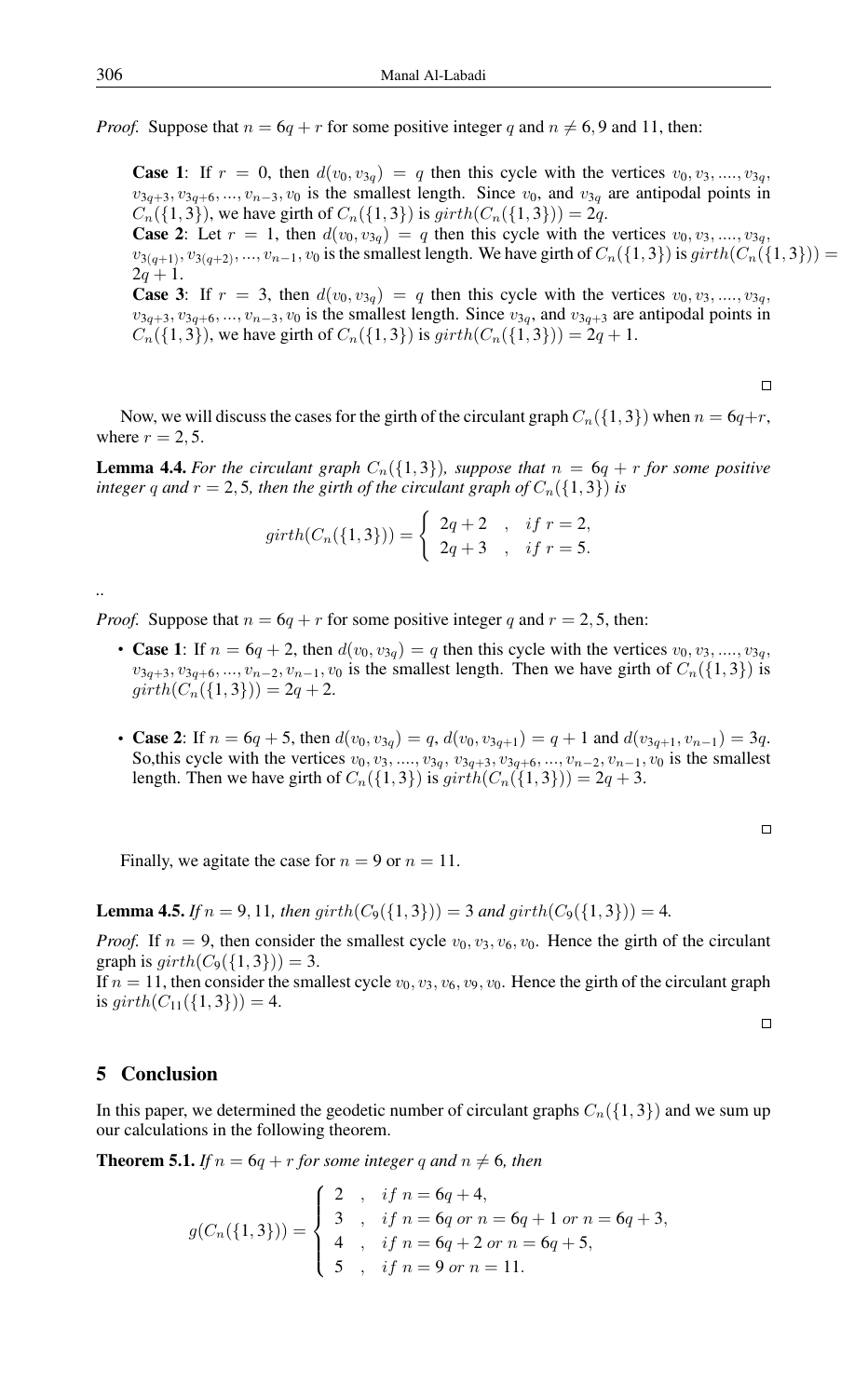*Proof.* Suppose that $n = 6q + r$ for some positive integer $q$ and $n \neq 6, 9$ and $11$, then:

> **Case 1**: If $r = 0$, then $d(v_0, v_{3q}) = q$ then this cycle with the vertices $v_0, v_3, ...., v_{3q}, v_{3q+3}, v_{3q+6}, ..., v_{n-3}, v_0$ is the smallest length. Since $v_0$, and $v_{3q}$ are antipodal points in $C_n(\{1, 3\})$, we have girth of $C_n(\{1, 3\})$ is $girth(C_n(\{1, 3\})) = 2q$.
>
> **Case 2**: Let $r = 1$, then $d(v_0, v_{3q}) = q$ then this cycle with the vertices $v_0, v_3, ...., v_{3q}, v_{3(q+1)}, v_{3(q+2)}, ..., v_{n-1}, v_0$ is the smallest length. We have girth of $C_n(\{1, 3\})$ is $girth(C_n(\{1, 3\})) = 2q + 1$.
>
> **Case 3**: If $r = 3$, then $d(v_0, v_{3q}) = q$ then this cycle with the vertices $v_0, v_3, ...., v_{3q}, v_{3q+3}, v_{3q+6}, ..., v_{n-3}, v_0$ is the smallest length. Since $v_{3q}$, and $v_{3q+3}$ are antipodal points in $C_n(\{1, 3\})$, we have girth of $C_n(\{1, 3\})$ is $girth(C_n(\{1, 3\})) = 2q + 1$.

□

Now, we will discuss the cases for the girth of the circulant graph $C_n(\{1, 3\})$ when $n = 6q+r$, where $r = 2, 5$.

**Lemma 4.4.** *For the circulant graph $C_n(\{1, 3\})$, suppose that $n = 6q + r$ for some positive integer $q$ and $r = 2, 5$, then the girth of the circulant graph of $C_n(\{1, 3\})$ is*

$$girth(C_n(\{1, 3\})) = \begin{cases} 2q + 2 & , \quad if\ r = 2, \\ 2q + 3 & , \quad if\ r = 5. \end{cases}$$

..

*Proof.* Suppose that $n = 6q + r$ for some positive integer $q$ and $r = 2, 5$, then:

- **Case 1**: If $n = 6q + 2$, then $d(v_0, v_{3q}) = q$ then this cycle with the vertices $v_0, v_3, ...., v_{3q}, v_{3q+3}, v_{3q+6}, ..., v_{n-2}, v_{n-1}, v_0$ is the smallest length. Then we have girth of $C_n(\{1, 3\})$ is $girth(C_n(\{1, 3\})) = 2q + 2$.

- **Case 2**: If $n = 6q + 5$, then $d(v_0, v_{3q}) = q$, $d(v_0, v_{3q+1}) = q + 1$ and $d(v_{3q+1}, v_{n-1}) = 3q$. So,this cycle with the vertices $v_0, v_3, ...., v_{3q}, v_{3q+3}, v_{3q+6}, ..., v_{n-2}, v_{n-1}, v_0$ is the smallest length. Then we have girth of $C_n(\{1, 3\})$ is $girth(C_n(\{1, 3\})) = 2q + 3$.

□

Finally, we agitate the case for $n = 9$ or $n = 11$.

**Lemma 4.5.** *If $n = 9, 11$, then $girth(C_9(\{1, 3\})) = 3$ and $girth(C_9(\{1, 3\})) = 4$.*

*Proof.* If $n = 9$, then consider the smallest cycle $v_0, v_3, v_6, v_0$. Hence the girth of the circulant graph is $girth(C_9(\{1, 3\})) = 3$.
If $n = 11$, then consider the smallest cycle $v_0, v_3, v_6, v_9, v_0$. Hence the girth of the circulant graph is $girth(C_{11}(\{1, 3\})) = 4$.

□

## 5 Conclusion

In this paper, we determined the geodetic number of circulant graphs $C_n(\{1, 3\})$ and we sum up our calculations in the following theorem.

**Theorem 5.1.** *If $n = 6q + r$ for some integer $q$ and $n \neq 6$, then*

$$g(C_n(\{1, 3\})) = \begin{cases} 2 & , \quad if\ n = 6q + 4, \\ 3 & , \quad if\ n = 6q\ or\ n = 6q + 1\ or\ n = 6q + 3, \\ 4 & , \quad if\ n = 6q + 2\ or\ n = 6q + 5, \\ 5 & , \quad if\ n = 9\ or\ n = 11. \end{cases}$$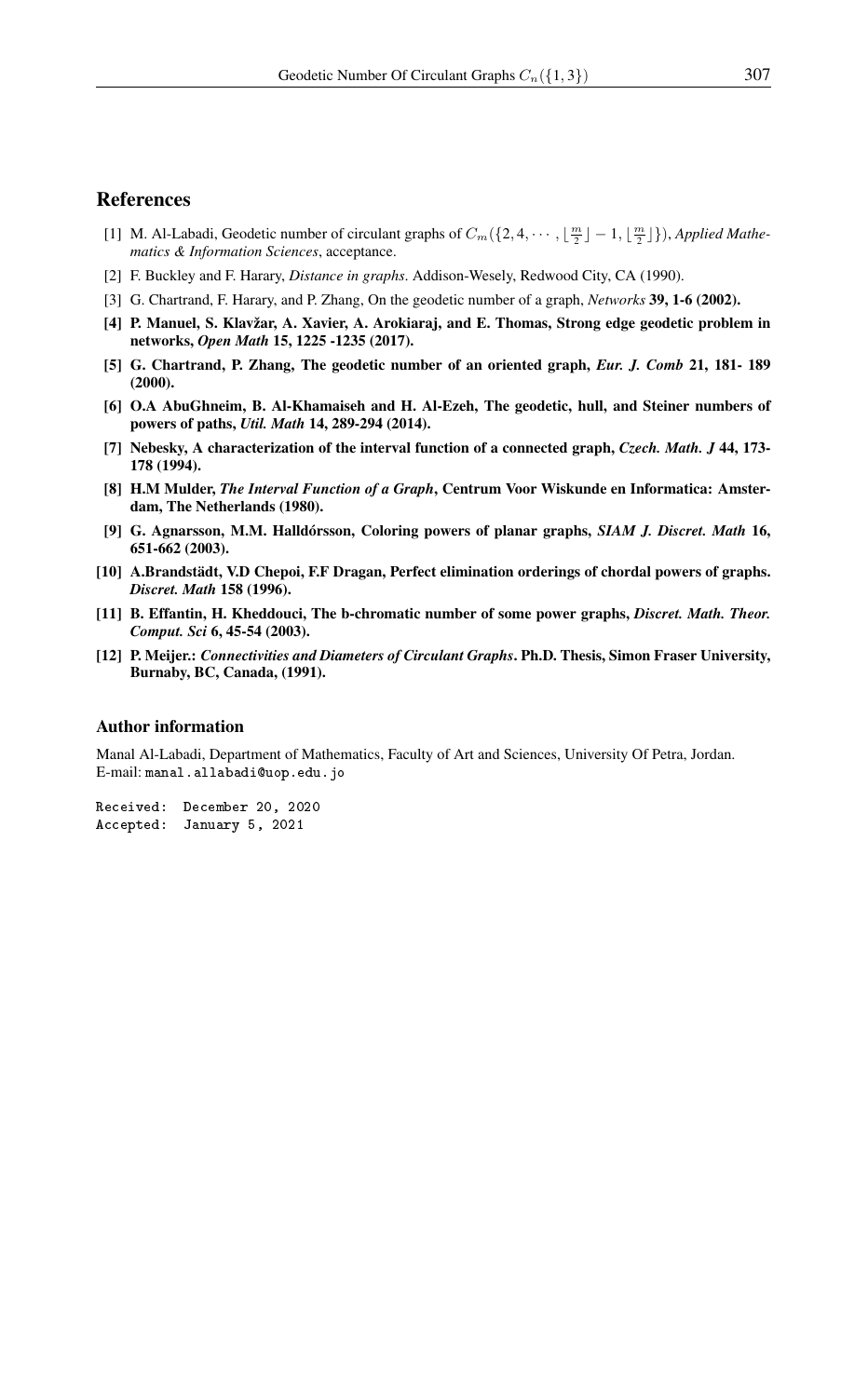## References

[1] M. Al-Labadi, Geodetic number of circulant graphs of $C_m(\{2, 4, \cdots, \lfloor \frac{m}{2} \rfloor - 1, \lfloor \frac{m}{2} \rfloor\})$, *Applied Mathematics & Information Sciences*, acceptance.

[2] F. Buckley and F. Harary, *Distance in graphs*. Addison-Wesely, Redwood City, CA (1990).

[3] G. Chartrand, F. Harary, and P. Zhang, On the geodetic number of a graph, *Networks* **39, 1-6 (2002).**

**[4] P. Manuel, S. Klavžar, A. Xavier, A. Arokiaraj, and E. Thomas, Strong edge geodetic problem in networks, *Open Math* 15, 1225 -1235 (2017).**

**[5] G. Chartrand, P. Zhang, The geodetic number of an oriented graph, *Eur. J. Comb* 21, 181- 189 (2000).**

**[6] O.A AbuGhneim, B. Al-Khamaiseh and H. Al-Ezeh, The geodetic, hull, and Steiner numbers of powers of paths, *Util. Math* 14, 289-294 (2014).**

**[7] Nebesky, A characterization of the interval function of a connected graph, *Czech. Math. J* 44, 173-178 (1994).**

**[8] H.M Mulder, *The Interval Function of a Graph*, Centrum Voor Wiskunde en Informatica: Amsterdam, The Netherlands (1980).**

**[9] G. Agnarsson, M.M. Halldórsson, Coloring powers of planar graphs, *SIAM J. Discret. Math* 16, 651-662 (2003).**

**[10] A.Brandstädt, V.D Chepoi, F.F Dragan, Perfect elimination orderings of chordal powers of graphs. *Discret. Math* 158 (1996).**

**[11] B. Effantin, H. Kheddouci, The b-chromatic number of some power graphs, *Discret. Math. Theor. Comput. Sci* 6, 45-54 (2003).**

**[12] P. Meijer.: *Connectivities and Diameters of Circulant Graphs*. Ph.D. Thesis, Simon Fraser University, Burnaby, BC, Canada, (1991).**

### Author information

Manal Al-Labadi, Department of Mathematics, Faculty of Art and Sciences, University Of Petra, Jordan.
E-mail: manal.allabadi@uop.edu.jo

Received: December 20, 2020
Accepted: January 5, 2021